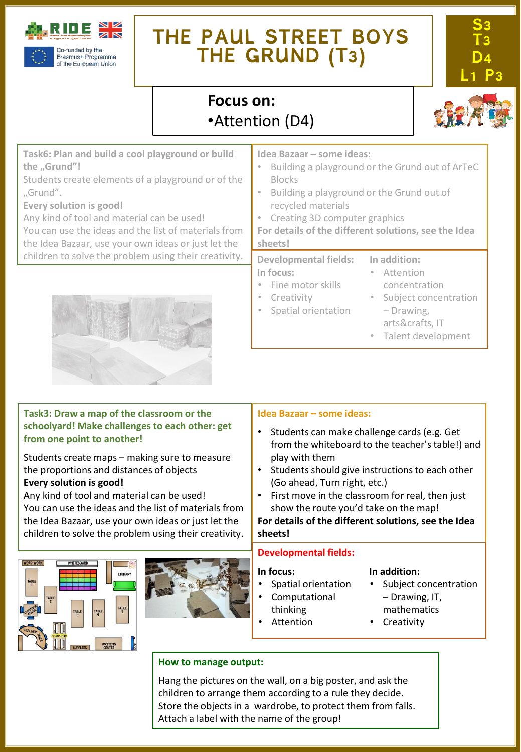# THE PAUL STREET BOYS
# THE GRUND (T3)

S3 T3 D4 L1 P3

Co-funded by the Erasmus+ Programme of the European Union

## Focus on:

- Attention (D4)

**Task6: Plan and build a cool playground or build the „Grund"!**

Students create elements of a playground or of the „Grund".

**Every solution is good!**

Any kind of tool and material can be used!

You can use the ideas and the list of materials from the Idea Bazaar, use your own ideas or just let the children to solve the problem using their creativity.

**Idea Bazaar – some ideas:**

- Building a playground or the Grund out of ArTeC Blocks
- Building a playground or the Grund out of recycled materials
- Creating 3D computer graphics

**For details of the different solutions, see the Idea sheets!**

**Developmental fields:**

**In focus:**

- Fine motor skills
- Creativity
- Spatial orientation

**In addition:**

- Attention concentration
- Subject concentration – Drawing, arts&crafts, IT
- Talent development

**Task3: Draw a map of the classroom or the schoolyard! Make challenges to each other: get from one point to another!**

Students create maps – making sure to measure the proportions and distances of objects

**Every solution is good!**

Any kind of tool and material can be used!

You can use the ideas and the list of materials from the Idea Bazaar, use your own ideas or just let the children to solve the problem using their creativity.

**Idea Bazaar – some ideas:**

- Students can make challenge cards (e.g. Get from the whiteboard to the teacher's table!) and play with them
- Students should give instructions to each other (Go ahead, Turn right, etc.)
- First move in the classroom for real, then just show the route you'd take on the map!

**For details of the different solutions, see the Idea sheets!**

**Developmental fields:**

**In focus:**

- Spatial orientation
- Computational thinking
- Attention

**In addition:**

- Subject concentration – Drawing, IT, mathematics
- Creativity

**How to manage output:**

Hang the pictures on the wall, on a big poster, and ask the children to arrange them according to a rule they decide. Store the objects in a wardrobe, to protect them from falls. Attach a label with the name of the group!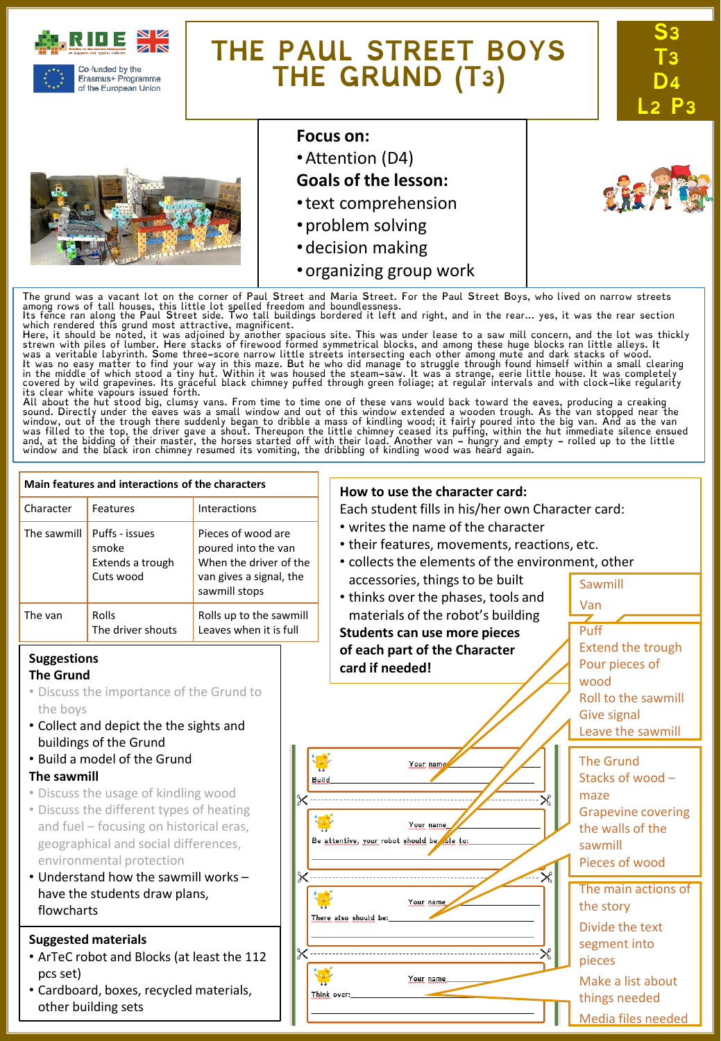Co-funded by the Erasmus+ Programme of the European Union

# THE PAUL STREET BOYS THE GRUND (T3)

S3 T3 D4 L2 P3

**Focus on:**

- Attention (D4)

**Goals of the lesson:**

- text comprehension
- problem solving
- decision making
- organizing group work

The grund was a vacant lot on the corner of Paul Street and Maria Street. For the Paul Street Boys, who lived on narrow streets among rows of tall houses, this little lot spelled freedom and boundlessness.
Its fence ran along the Paul Street side. Two tall buildings bordered it left and right, and in the rear... yes, it was the rear section which rendered this grund most attractive, magnificent.
Here, it should be noted, it was adjoined by another spacious site. This was under lease to a saw mill concern, and the lot was thickly strewn with piles of lumber. Here stacks of firewood formed symmetrical blocks, and among these huge blocks ran little alleys. It was a veritable labyrinth. Some three-score narrow little streets intersecting each other among mute and dark stacks of wood.
It was no easy matter to find your way in this maze. But he who did manage to struggle through found himself within a small clearing in the middle of which stood a tiny hut. Within it was housed the steam-saw. It was a strange, eerie little house. It was completely covered by wild grapevines. Its graceful black chimney puffed through green foliage; at regular intervals and with clock-like regularity its clear white vapours issued forth.
All about the hut stood big, clumsy vans. From time to time one of these vans would back toward the eaves, producing a creaking sound. Directly under the eaves was a small window and out of this window extended a wooden trough. As the van stopped near the window, out of the trough there suddenly began to dribble a mass of kindling wood; it fairly poured into the big van. And as the van was filled to the top, the driver gave a shout. Thereupon the little chimney ceased its puffing, within the hut immediate silence ensued and, at the bidding of their master, the horses started off with their load. Another van – hungry and empty – rolled up to the little window and the black iron chimney resumed its vomiting, the dribbling of kindling wood was heard again.

| Main features and interactions of the characters | | |
|---|---|---|
| Character | Features | Interactions |
| The sawmill | Puffs - issues smoke<br>Extends a trough<br>Cuts wood | Pieces of wood are poured into the van<br>When the driver of the van gives a signal, the sawmill stops |
| The van | Rolls<br>The driver shouts | Rolls up to the sawmill<br>Leaves when it is full |

**Suggestions**

**The Grund**

- Discuss the importance of the Grund to the boys
- Collect and depict the the sights and buildings of the Grund
- Build a model of the Grund

**The sawmill**

- Discuss the usage of kindling wood
- Discuss the different types of heating and fuel – focusing on historical eras, geographical and social differences, environmental protection
- Understand how the sawmill works – have the students draw plans, flowcharts

**Suggested materials**

- ArTeC robot and Blocks (at least the 112 pcs set)
- Cardboard, boxes, recycled materials, other building sets

**How to use the character card:**

Each student fills in his/her own Character card:

- writes the name of the character
- their features, movements, reactions, etc.
- collects the elements of the environment, other accessories, things to be built
- thinks over the phases, tools and materials of the robot's building

**Students can use more pieces of each part of the Character card if needed!**

Your name ______
Build ______

Your name ______
Be attentive, your robot should be able to: ______

Your name ______
There also should be: ______

Your name ______
Think over: ______

Sawmill
Van

Puff
Extend the trough
Pour pieces of wood
Roll to the sawmill
Give signal
Leave the sawmill

The Grund
Stacks of wood – maze
Grapevine covering the walls of the sawmill
Pieces of wood

The main actions of the story
Divide the text segment into pieces
Make a list about things needed
Media files needed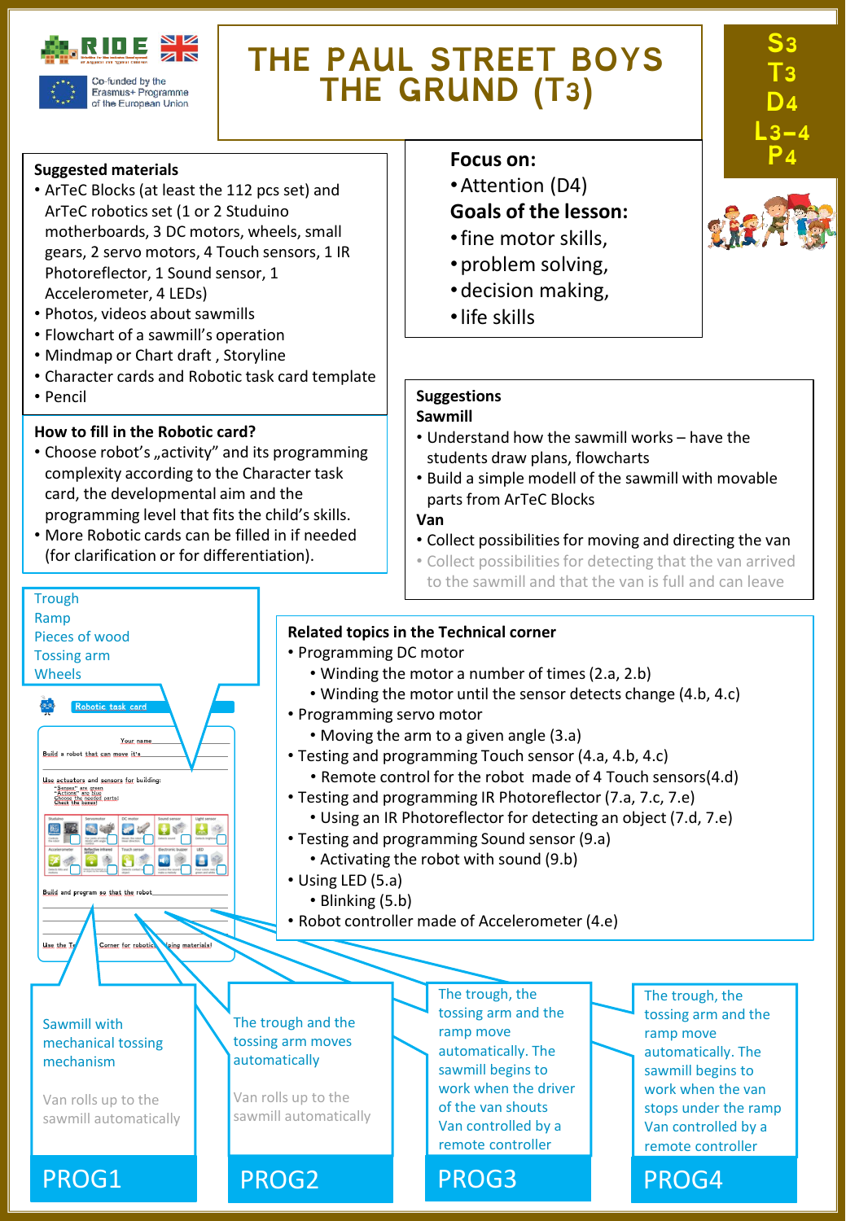RIDE

Co-funded by the Erasmus+ Programme of the European Union

# THE PAUL STREET BOYS THE GRUND (T3)

S3 T3 D4 L3–4 P4

**Suggested materials**

- ArTeC Blocks (at least the 112 pcs set) and ArTeC robotics set (1 or 2 Studuino motherboards, 3 DC motors, wheels, small gears, 2 servo motors, 4 Touch sensors, 1 IR Photoreflector, 1 Sound sensor, 1 Accelerometer, 4 LEDs)
- Photos, videos about sawmills
- Flowchart of a sawmill's operation
- Mindmap or Chart draft , Storyline
- Character cards and Robotic task card template
- Pencil

**Focus on:**

- Attention (D4)

**Goals of the lesson:**

- fine motor skills,
- problem solving,
- decision making,
- life skills

**How to fill in the Robotic card?**

- Choose robot's „activity" and its programming complexity according to the Character task card, the developmental aim and the programming level that fits the child's skills.
- More Robotic cards can be filled in if needed (for clarification or for differentiation).

**Suggestions**

**Sawmill**

- Understand how the sawmill works – have the students draw plans, flowcharts
- Build a simple modell of the sawmill with movable parts from ArTeC Blocks

**Van**

- Collect possibilities for moving and directing the van
- Collect possibilities for detecting that the van arrived to the sawmill and that the van is full and can leave

Trough
Ramp
Pieces of wood
Tossing arm
Wheels

Robotic task card

Your name

Build a robot that can move it's

Use actuators and sensors for building:
"Sensors" are green
"Actions" are blue
Choose the needed parts!
Check the boxes!

Studuino | Servomotor | DC motor | Sound sensor | Light sensor
Accelerometer | Reflective infrared sensor | Touch sensor | Electronic buzzer | LED

Build and program so that the robot

Use the Technical Corner for robotics (helping materials)

**Related topics in the Technical corner**

- Programming DC motor
  - Winding the motor a number of times (2.a, 2.b)
  - Winding the motor until the sensor detects change (4.b, 4.c)
- Programming servo motor
  - Moving the arm to a given angle (3.a)
- Testing and programming Touch sensor (4.a, 4.b, 4.c)
  - Remote control for the robot made of 4 Touch sensors(4.d)
- Testing and programming IR Photoreflector (7.a, 7.c, 7.e)
  - Using an IR Photoreflector for detecting an object (7.d, 7.e)
- Testing and programming Sound sensor (9.a)
  - Activating the robot with sound (9.b)
- Using LED (5.a)
  - Blinking (5.b)
- Robot controller made of Accelerometer (4.e)

**PROG1**
Sawmill with mechanical tossing mechanism
Van rolls up to the sawmill automatically

**PROG2**
The trough and the tossing arm moves automatically
Van rolls up to the sawmill automatically

**PROG3**
The trough, the tossing arm and the ramp move automatically. The sawmill begins to work when the driver of the van shouts
Van controlled by a remote controller

**PROG4**
The trough, the tossing arm and the ramp move automatically. The sawmill begins to work when the van stops under the ramp
Van controlled by a remote controller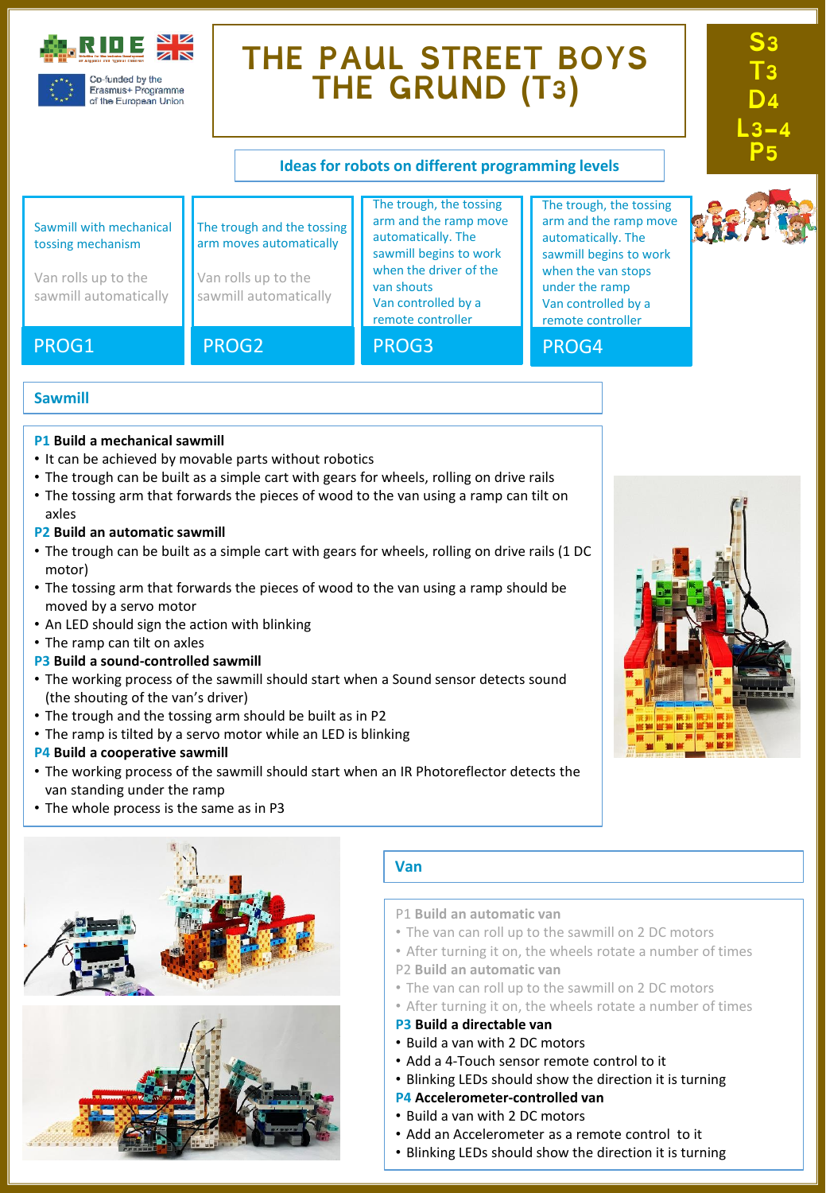RIDE

Co-funded by the Erasmus+ Programme of the European Union

# THE PAUL STREET BOYS THE GRUND (T3)

S3
T3
D4
L3–4
P5

**Ideas for robots on different programming levels**

| PROG1 | PROG2 | PROG3 | PROG4 |
|---|---|---|---|
| Sawmill with mechanical tossing mechanism | The trough and the tossing arm moves automatically | The trough, the tossing arm and the ramp move automatically. The sawmill begins to work when the driver of the van shouts | The trough, the tossing arm and the ramp move automatically. The sawmill begins to work when the van stops under the ramp |
| Van rolls up to the sawmill automatically | Van rolls up to the sawmill automatically | Van controlled by a remote controller | Van controlled by a remote controller |

## Sawmill

**P1 Build a mechanical sawmill**

- It can be achieved by movable parts without robotics
- The trough can be built as a simple cart with gears for wheels, rolling on drive rails
- The tossing arm that forwards the pieces of wood to the van using a ramp can tilt on axles

**P2 Build an automatic sawmill**

- The trough can be built as a simple cart with gears for wheels, rolling on drive rails (1 DC motor)
- The tossing arm that forwards the pieces of wood to the van using a ramp should be moved by a servo motor
- An LED should sign the action with blinking
- The ramp can tilt on axles

**P3 Build a sound-controlled sawmill**

- The working process of the sawmill should start when a Sound sensor detects sound (the shouting of the van's driver)
- The trough and the tossing arm should be built as in P2
- The ramp is tilted by a servo motor while an LED is blinking

**P4 Build a cooperative sawmill**

- The working process of the sawmill should start when an IR Photoreflector detects the van standing under the ramp
- The whole process is the same as in P3

## Van

P1 **Build an automatic van**

- The van can roll up to the sawmill on 2 DC motors
- After turning it on, the wheels rotate a number of times

P2 **Build an automatic van**

- The van can roll up to the sawmill on 2 DC motors
- After turning it on, the wheels rotate a number of times

**P3 Build a directable van**

- Build a van with 2 DC motors
- Add a 4-Touch sensor remote control to it
- Blinking LEDs should show the direction it is turning

**P4 Accelerometer-controlled van**

- Build a van with 2 DC motors
- Add an Accelerometer as a remote control to it
- Blinking LEDs should show the direction it is turning